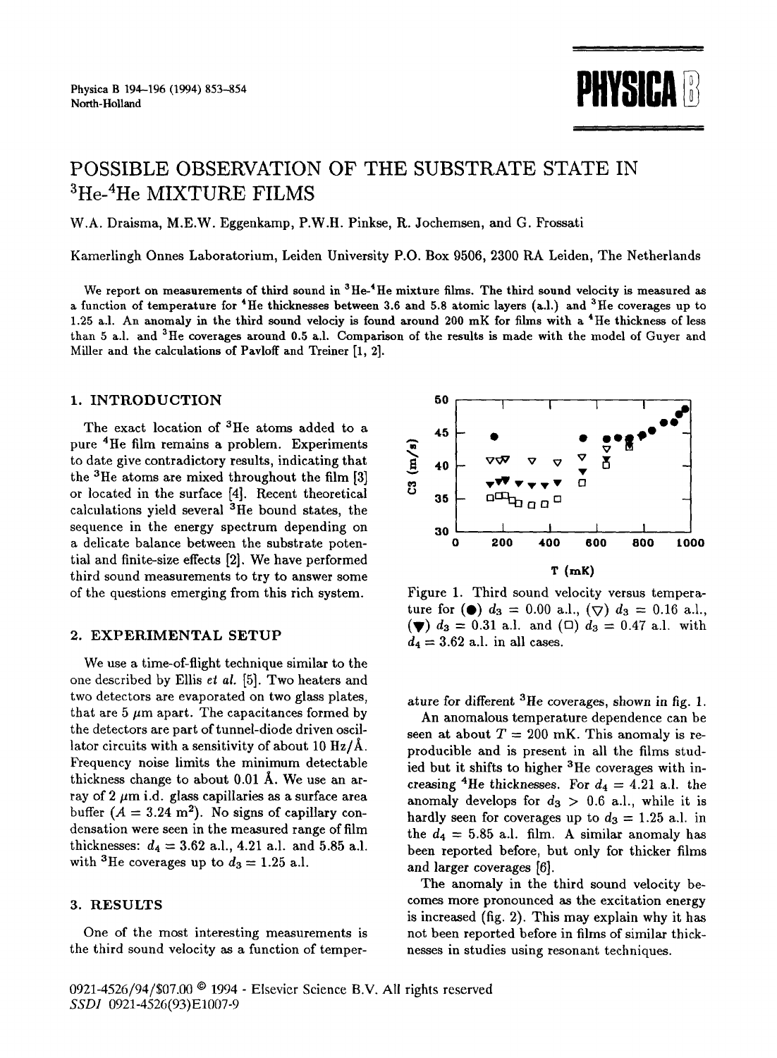# POSSIBLE OBSERVATION OF THE SUBSTRATE STATE IN $^3$He-$^4$He MIXTURE FILMS

W.A. Draisma, M.E.W. Eggenkamp, P.W.H. Pinkse, R. Jochemsen, and G. Frossati

Kamerlingh Onnes Laboratorium, Leiden University P.O. Box 9506, 2300 RA Leiden, The Netherlands

We report on measurements of third sound in $^3$He-$^4$He mixture films. The third sound velocity is measured as a function of temperature for $^4$He thicknesses between 3.6 and 5.8 atomic layers (a.l.) and $^3$He coverages up to 1.25 a.l. An anomaly in the third sound velociy is found around 200 mK for films with a $^4$He thickness of less than 5 a.l. and $^3$He coverages around 0.5 a.l. Comparison of the results is made with the model of Guyer and Miller and the calculations of Pavloff and Treiner [1, 2].

## 1. INTRODUCTION

The exact location of $^3$He atoms added to a pure $^4$He film remains a problem. Experiments to date give contradictory results, indicating that the $^3$He atoms are mixed throughout the film [3] or located in the surface [4]. Recent theoretical calculations yield several $^3$He bound states, the sequence in the energy spectrum depending on a delicate balance between the substrate potential and finite-size effects [2]. We have performed third sound measurements to try to answer some of the questions emerging from this rich system.

## 2. EXPERIMENTAL SETUP

We use a time-of-flight technique similar to the one described by Ellis *et al.* [5]. Two heaters and two detectors are evaporated on two glass plates, that are 5 $\mu$m apart. The capacitances formed by the detectors are part of tunnel-diode driven oscillator circuits with a sensitivity of about 10 Hz/Å. Frequency noise limits the minimum detectable thickness change to about 0.01 Å. We use an array of 2 $\mu$m i.d. glass capillaries as a surface area buffer ($A = 3.24$ m$^2$). No signs of capillary condensation were seen in the measured range of film thicknesses: $d_4 = 3.62$ a.l., 4.21 a.l. and 5.85 a.l. with $^3$He coverages up to $d_3 = 1.25$ a.l.

## 3. RESULTS

One of the most interesting measurements is the third sound velocity as a function of temperature for different $^3$He coverages, shown in fig. 1.

Figure 1. Third sound velocity versus temperature for (●) $d_3 = 0.00$ a.l., (▽) $d_3 = 0.16$ a.l., (▼) $d_3 = 0.31$ a.l. and (□) $d_3 = 0.47$ a.l. with $d_4 = 3.62$ a.l. in all cases.

An anomalous temperature dependence can be seen at about $T = 200$ mK. This anomaly is reproducible and is present in all the films studied but it shifts to higher $^3$He coverages with increasing $^4$He thicknesses. For $d_4 = 4.21$ a.l. the anomaly develops for $d_3 > 0.6$ a.l., while it is hardly seen for coverages up to $d_3 = 1.25$ a.l. in the $d_4 = 5.85$ a.l. film. A similar anomaly has been reported before, but only for thicker films and larger coverages [6].

The anomaly in the third sound velocity becomes more pronounced as the excitation energy is increased (fig. 2). This may explain why it has not been reported before in films of similar thicknesses in studies using resonant techniques.

0921-4526/94/$07.00 © 1994 - Elsevier Science B.V. All rights reserved
*SSDI* 0921-4526(93)E1007-9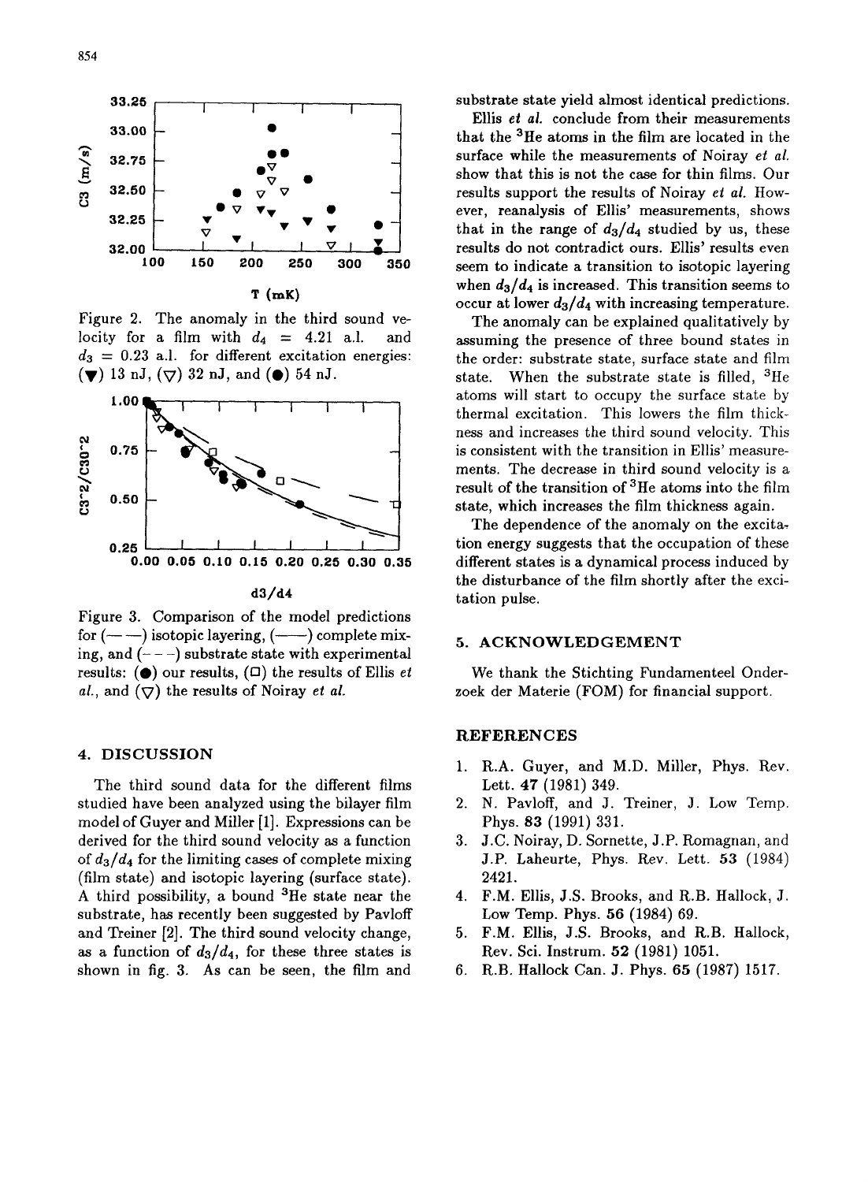33.25
33.00
32.75
32.50
32.25
32.00

C3 (m/s)

100 150 200 250 300 350

T (mK)

Figure 2. The anomaly in the third sound velocity for a film with $d_4$ = 4.21 a.l. and $d_3$ = 0.23 a.l. for different excitation energies: (▼) 13 nJ, (▽) 32 nJ, and (●) 54 nJ.

1.00
0.75
0.50
0.25

C3^2/C30^2

0.00 0.05 0.10 0.15 0.20 0.25 0.30 0.35

d3/d4

Figure 3. Comparison of the model predictions for (— —) isotopic layering, (——) complete mixing, and (- - -) substrate state with experimental results: (●) our results, (□) the results of Ellis *et al.*, and (▽) the results of Noiray *et al.*

## 4. DISCUSSION

The third sound data for the different films studied have been analyzed using the bilayer film model of Guyer and Miller [1]. Expressions can be derived for the third sound velocity as a function of $d_3/d_4$ for the limiting cases of complete mixing (film state) and isotopic layering (surface state). A third possibility, a bound $^3$He state near the substrate, has recently been suggested by Pavloff and Treiner [2]. The third sound velocity change, as a function of $d_3/d_4$, for these three states is shown in fig. 3. As can be seen, the film and substrate state yield almost identical predictions.

Ellis *et al.* conclude from their measurements that the $^3$He atoms in the film are located in the surface while the measurements of Noiray *et al.* show that this is not the case for thin films. Our results support the results of Noiray *et al.* However, reanalysis of Ellis' measurements, shows that in the range of $d_3/d_4$ studied by us, these results do not contradict ours. Ellis' results even seem to indicate a transition to isotopic layering when $d_3/d_4$ is increased. This transition seems to occur at lower $d_3/d_4$ with increasing temperature.

The anomaly can be explained qualitatively by assuming the presence of three bound states in the order: substrate state, surface state and film state. When the substrate state is filled, $^3$He atoms will start to occupy the surface state by thermal excitation. This lowers the film thickness and increases the third sound velocity. This is consistent with the transition in Ellis' measurements. The decrease in third sound velocity is a result of the transition of $^3$He atoms into the film state, which increases the film thickness again.

The dependence of the anomaly on the excitation energy suggests that the occupation of these different states is a dynamical process induced by the disturbance of the film shortly after the excitation pulse.

## 5. ACKNOWLEDGEMENT

We thank the Stichting Fundamenteel Onderzoek der Materie (FOM) for financial support.

## REFERENCES

1. R.A. Guyer, and M.D. Miller, Phys. Rev. Lett. 47 (1981) 349.
2. N. Pavloff, and J. Treiner, J. Low Temp. Phys. 83 (1991) 331.
3. J.C. Noiray, D. Sornette, J.P. Romagnan, and J.P. Laheurte, Phys. Rev. Lett. 53 (1984) 2421.
4. F.M. Ellis, J.S. Brooks, and R.B. Hallock, J. Low Temp. Phys. 56 (1984) 69.
5. F.M. Ellis, J.S. Brooks, and R.B. Hallock, Rev. Sci. Instrum. 52 (1981) 1051.
6. R.B. Hallock Can. J. Phys. 65 (1987) 1517.